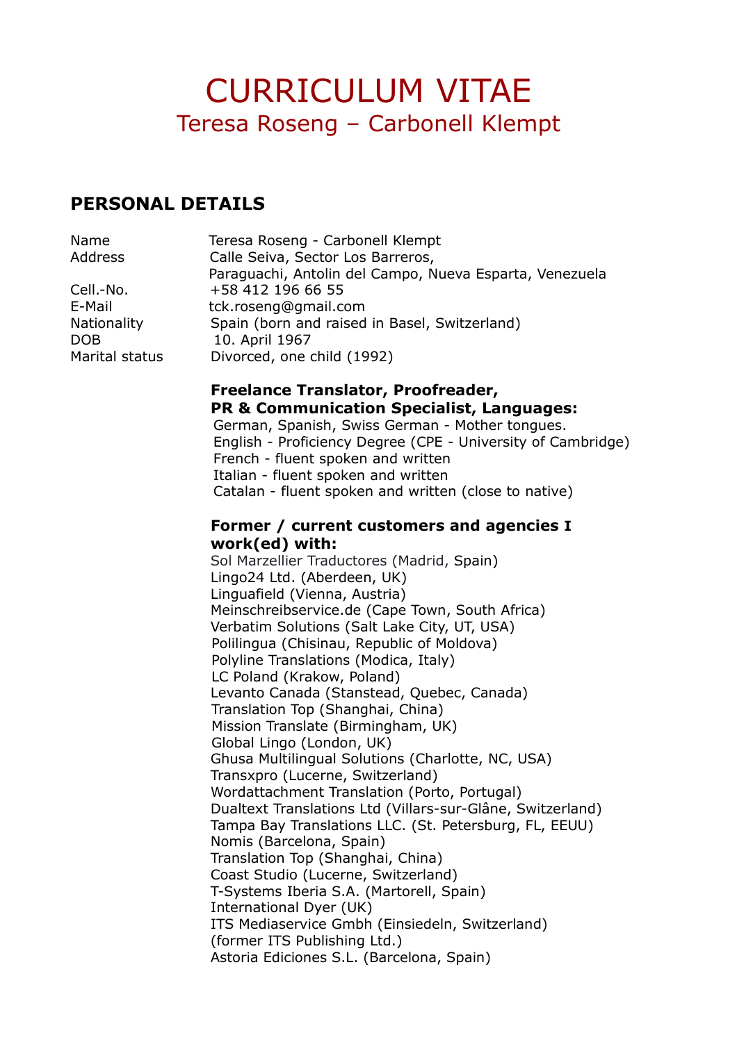# CURRICULUM VITAE

## Teresa Roseng – Carbonell Klempt

## PERSONAL DETAILS

| | |
|---|---|
| Name | Teresa Roseng - Carbonell Klempt |
| Address | Calle Seiva, Sector Los Barreros, Paraguachi, Antolin del Campo, Nueva Esparta, Venezuela |
| Cell.-No. | +58 412 196 66 55 |
| E-Mail | tck.roseng@gmail.com |
| Nationality | Spain (born and raised in Basel, Switzerland) |
| DOB | 10. April 1967 |
| Marital status | Divorced, one child (1992) |

**Freelance Translator, Proofreader,**
**PR & Communication Specialist, Languages:**

German, Spanish, Swiss German - Mother tongues.
English - Proficiency Degree (CPE - University of Cambridge)
French - fluent spoken and written
Italian - fluent spoken and written
Catalan - fluent spoken and written (close to native)

**Former / current customers and agencies I work(ed) with:**

Sol Marzellier Traductores (Madrid, Spain)
Lingo24 Ltd. (Aberdeen, UK)
Linguafield (Vienna, Austria)
Meinschreibservice.de (Cape Town, South Africa)
Verbatim Solutions (Salt Lake City, UT, USA)
Polilingua (Chisinau, Republic of Moldova)
Polyline Translations (Modica, Italy)
LC Poland (Krakow, Poland)
Levanto Canada (Stanstead, Quebec, Canada)
Translation Top (Shanghai, China)
Mission Translate (Birmingham, UK)
Global Lingo (London, UK)
Ghusa Multilingual Solutions (Charlotte, NC, USA)
Transxpro (Lucerne, Switzerland)
Wordattachment Translation (Porto, Portugal)
Dualtext Translations Ltd (Villars-sur-Glâne, Switzerland)
Tampa Bay Translations LLC. (St. Petersburg, FL, EEUU)
Nomis (Barcelona, Spain)
Translation Top (Shanghai, China)
Coast Studio (Lucerne, Switzerland)
T-Systems Iberia S.A. (Martorell, Spain)
International Dyer (UK)
ITS Mediaservice Gmbh (Einsiedeln, Switzerland)
(former ITS Publishing Ltd.)
Astoria Ediciones S.L. (Barcelona, Spain)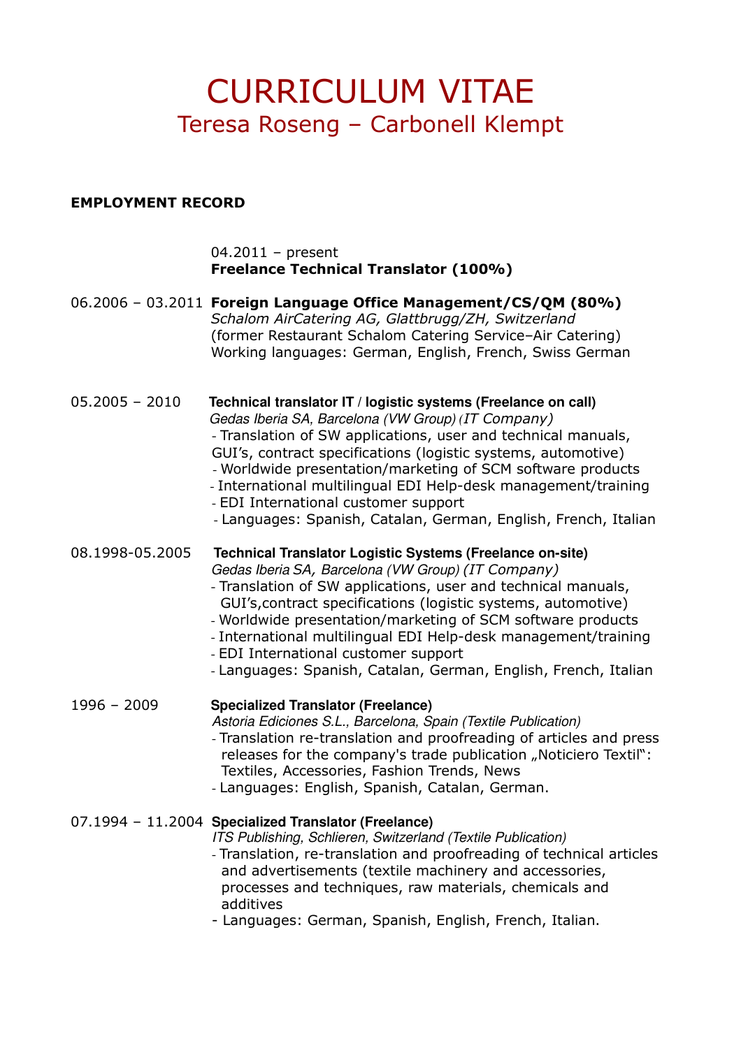# CURRICULUM VITAE
## Teresa Roseng – Carbonell Klempt

### EMPLOYMENT RECORD

04.2011 – present
**Freelance Technical Translator (100%)**

06.2006 – 03.2011 **Foreign Language Office Management/CS/QM (80%)**
*Schalom AirCatering AG, Glattbrugg/ZH, Switzerland*
(former Restaurant Schalom Catering Service–Air Catering)
Working languages: German, English, French, Swiss German

05.2005 – 2010 **Technical translator IT / logistic systems (Freelance on call)**
*Gedas Iberia SA, Barcelona (VW Group) (IT Company)*
- Translation of SW applications, user and technical manuals, GUI's, contract specifications (logistic systems, automotive)
- Worldwide presentation/marketing of SCM software products
- International multilingual EDI Help-desk management/training
- EDI International customer support
- Languages: Spanish, Catalan, German, English, French, Italian

08.1998-05.2005 **Technical Translator Logistic Systems (Freelance on-site)**
*Gedas Iberia SA, Barcelona (VW Group) (IT Company)*
- Translation of SW applications, user and technical manuals, GUI's,contract specifications (logistic systems, automotive)
- Worldwide presentation/marketing of SCM software products
- International multilingual EDI Help-desk management/training
- EDI International customer support
- Languages: Spanish, Catalan, German, English, French, Italian

1996 – 2009 **Specialized Translator (Freelance)**
*Astoria Ediciones S.L., Barcelona, Spain (Textile Publication)*
- Translation re-translation and proofreading of articles and press releases for the company's trade publication „Noticiero Textil": Textiles, Accessories, Fashion Trends, News
- Languages: English, Spanish, Catalan, German.

07.1994 – 11.2004 **Specialized Translator (Freelance)**
*ITS Publishing, Schlieren, Switzerland (Textile Publication)*
- Translation, re-translation and proofreading of technical articles and advertisements (textile machinery and accessories, processes and techniques, raw materials, chemicals and additives
- Languages: German, Spanish, English, French, Italian.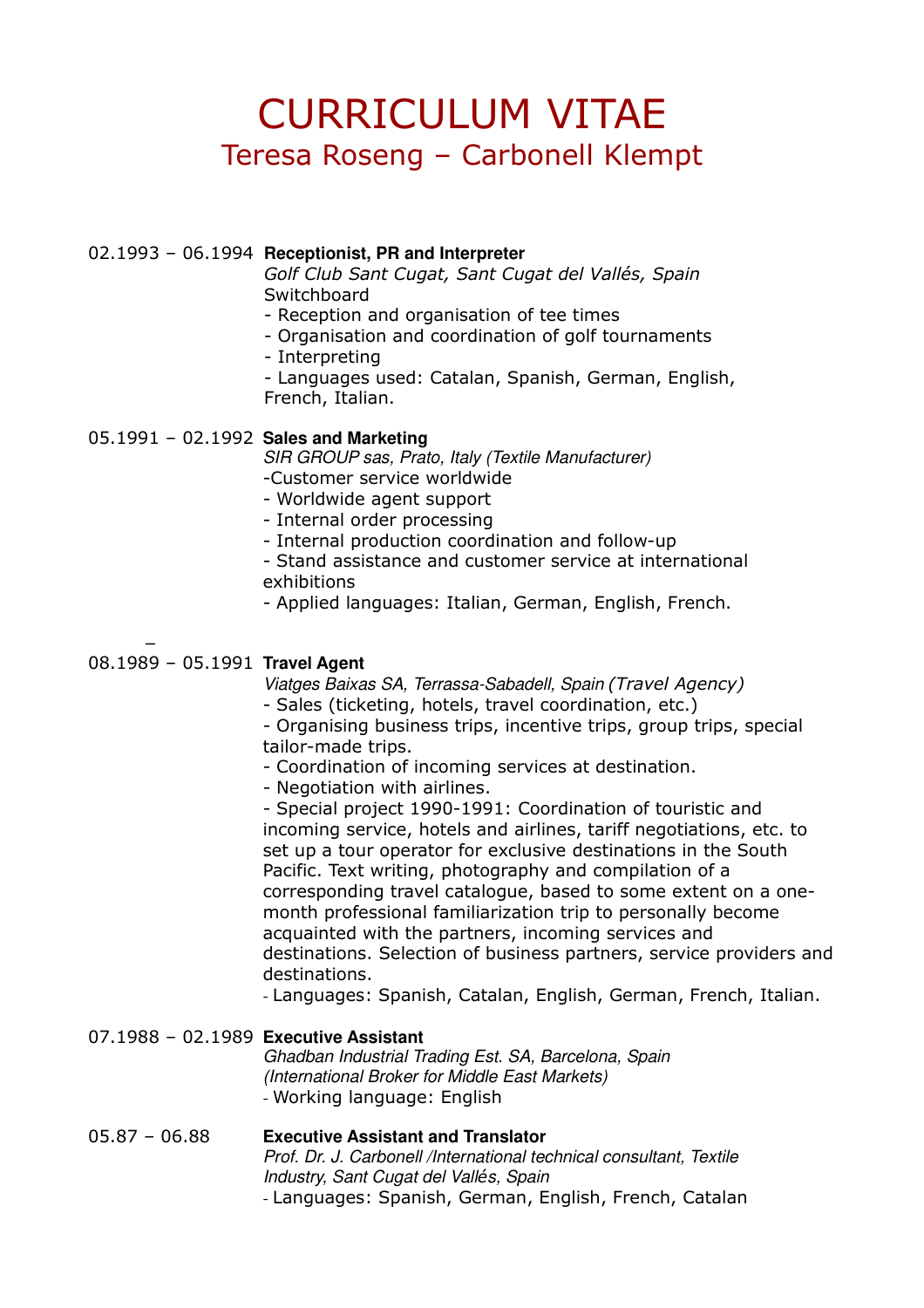# CURRICULUM VITAE

## Teresa Roseng – Carbonell Klempt

02.1993 – 06.1994 **Receptionist, PR and Interpreter**
*Golf Club Sant Cugat, Sant Cugat del Vallés, Spain*
Switchboard
- Reception and organisation of tee times
- Organisation and coordination of golf tournaments
- Interpreting
- Languages used: Catalan, Spanish, German, English, French, Italian.

05.1991 – 02.1992 **Sales and Marketing**
*SIR GROUP sas, Prato, Italy (Textile Manufacturer)*
-Customer service worldwide
- Worldwide agent support
- Internal order processing
- Internal production coordination and follow-up
- Stand assistance and customer service at international exhibitions
- Applied languages: Italian, German, English, French.

–

08.1989 – 05.1991 **Travel Agent**
*Viatges Baixas SA, Terrassa-Sabadell, Spain (Travel Agency)*
- Sales (ticketing, hotels, travel coordination, etc.)
- Organising business trips, incentive trips, group trips, special tailor-made trips.
- Coordination of incoming services at destination.
- Negotiation with airlines.
- Special project 1990-1991: Coordination of touristic and incoming service, hotels and airlines, tariff negotiations, etc. to set up a tour operator for exclusive destinations in the South Pacific. Text writing, photography and compilation of a corresponding travel catalogue, based to some extent on a one-month professional familiarization trip to personally become acquainted with the partners, incoming services and destinations. Selection of business partners, service providers and destinations.
- Languages: Spanish, Catalan, English, German, French, Italian.

07.1988 – 02.1989 **Executive Assistant**
*Ghadban Industrial Trading Est. SA, Barcelona, Spain (International Broker for Middle East Markets)*
- Working language: English

05.87 – 06.88 **Executive Assistant and Translator**
*Prof. Dr. J. Carbonell /International technical consultant, Textile Industry, Sant Cugat del Vallés, Spain*
- Languages: Spanish, German, English, French, Catalan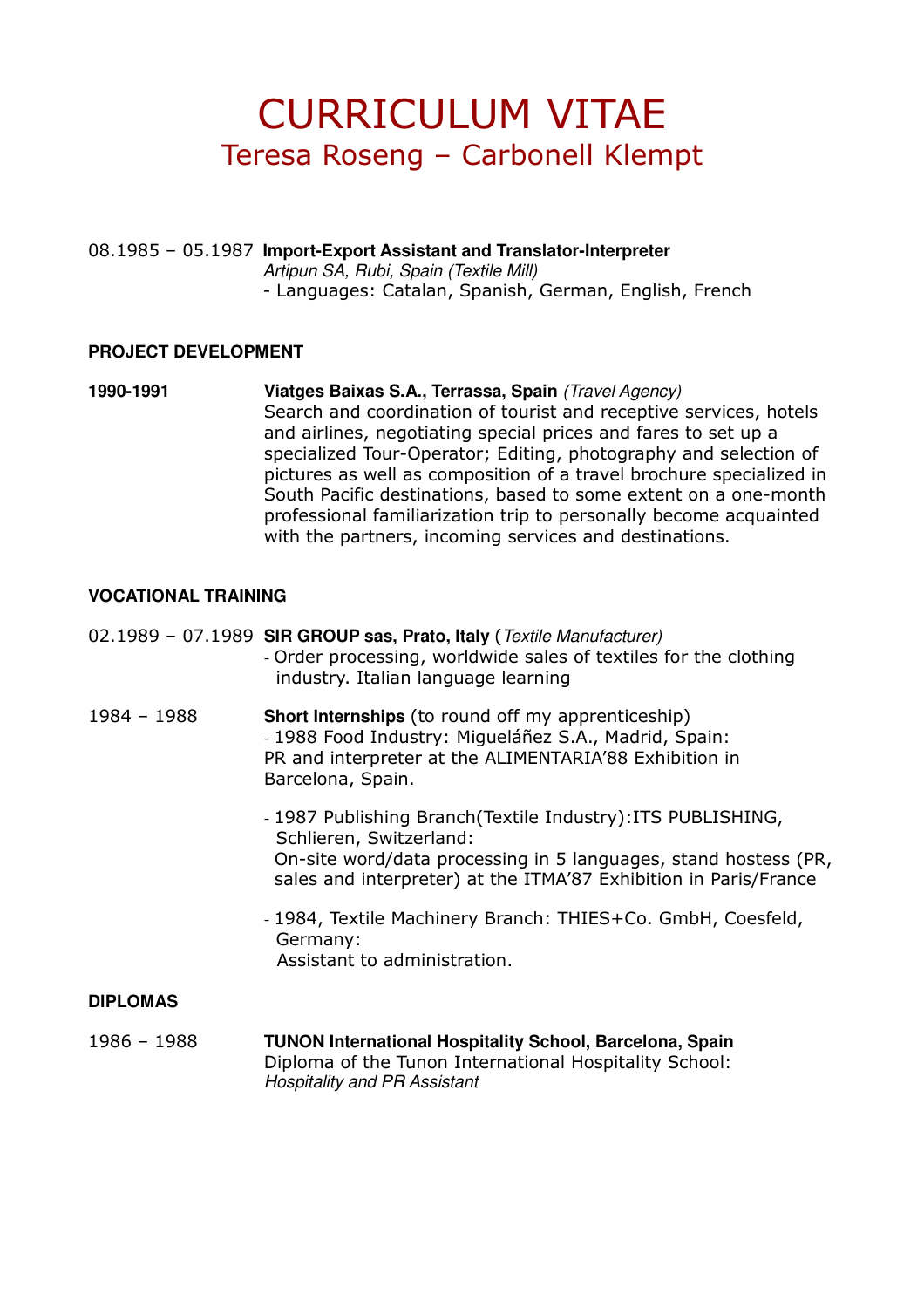# CURRICULUM VITAE
## Teresa Roseng – Carbonell Klempt

08.1985 – 05.1987 **Import-Export Assistant and Translator-Interpreter**
*Artipun SA, Rubi, Spain (Textile Mill)*
- Languages: Catalan, Spanish, German, English, French

### PROJECT DEVELOPMENT

**1990-1991** **Viatges Baixas S.A., Terrassa, Spain** *(Travel Agency)*
Search and coordination of tourist and receptive services, hotels and airlines, negotiating special prices and fares to set up a specialized Tour-Operator; Editing, photography and selection of pictures as well as composition of a travel brochure specialized in South Pacific destinations, based to some extent on a one-month professional familiarization trip to personally become acquainted with the partners, incoming services and destinations.

### VOCATIONAL TRAINING

02.1989 – 07.1989 **SIR GROUP sas, Prato, Italy** (*Textile Manufacturer)*
- Order processing, worldwide sales of textiles for the clothing industry. Italian language learning

1984 – 1988 **Short Internships** (to round off my apprenticeship)
- 1988 Food Industry: Migueláñez S.A., Madrid, Spain: PR and interpreter at the ALIMENTARIA'88 Exhibition in Barcelona, Spain.
- 1987 Publishing Branch(Textile Industry):ITS PUBLISHING, Schlieren, Switzerland: On-site word/data processing in 5 languages, stand hostess (PR, sales and interpreter) at the ITMA'87 Exhibition in Paris/France
- 1984, Textile Machinery Branch: THIES+Co. GmbH, Coesfeld, Germany: Assistant to administration.

### DIPLOMAS

1986 – 1988 **TUNON International Hospitality School, Barcelona, Spain**
Diploma of the Tunon International Hospitality School: *Hospitality and PR Assistant*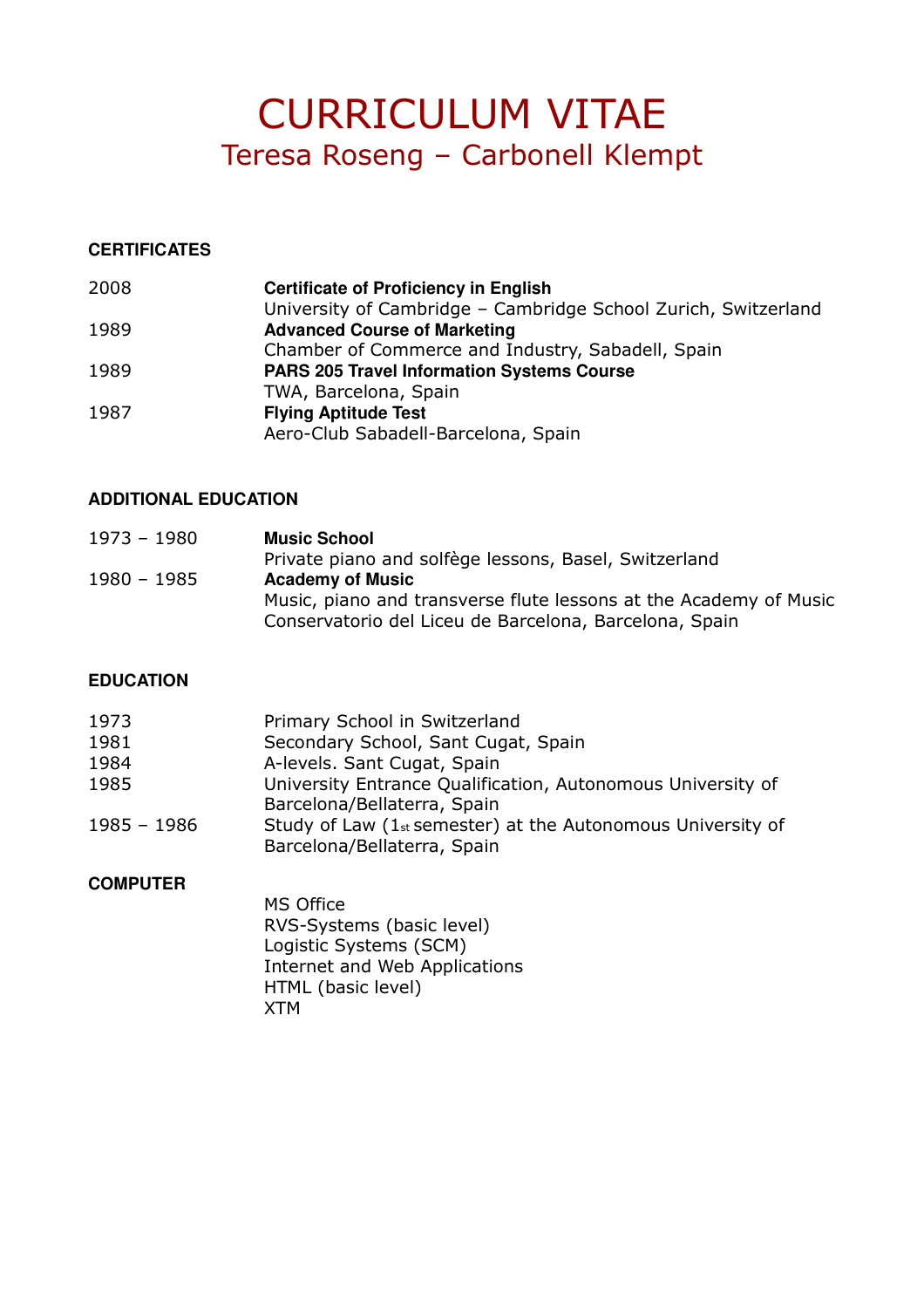# CURRICULUM VITAE
## Teresa Roseng – Carbonell Klempt

### CERTIFICATES

| | |
|---|---|
| 2008 | **Certificate of Proficiency in English**<br>University of Cambridge – Cambridge School Zurich, Switzerland |
| 1989 | **Advanced Course of Marketing**<br>Chamber of Commerce and Industry, Sabadell, Spain |
| 1989 | **PARS 205 Travel Information Systems Course**<br>TWA, Barcelona, Spain |
| 1987 | **Flying Aptitude Test**<br>Aero-Club Sabadell-Barcelona, Spain |

### ADDITIONAL EDUCATION

| | |
|---|---|
| 1973 – 1980 | **Music School**<br>Private piano and solfège lessons, Basel, Switzerland |
| 1980 – 1985 | **Academy of Music**<br>Music, piano and transverse flute lessons at the Academy of Music Conservatorio del Liceu de Barcelona, Barcelona, Spain |

### EDUCATION

| | |
|---|---|
| 1973 | Primary School in Switzerland |
| 1981 | Secondary School, Sant Cugat, Spain |
| 1984 | A-levels. Sant Cugat, Spain |
| 1985 | University Entrance Qualification, Autonomous University of Barcelona/Bellaterra, Spain |
| 1985 – 1986 | Study of Law (1st semester) at the Autonomous University of Barcelona/Bellaterra, Spain |

### COMPUTER

MS Office
RVS-Systems (basic level)
Logistic Systems (SCM)
Internet and Web Applications
HTML (basic level)
XTM